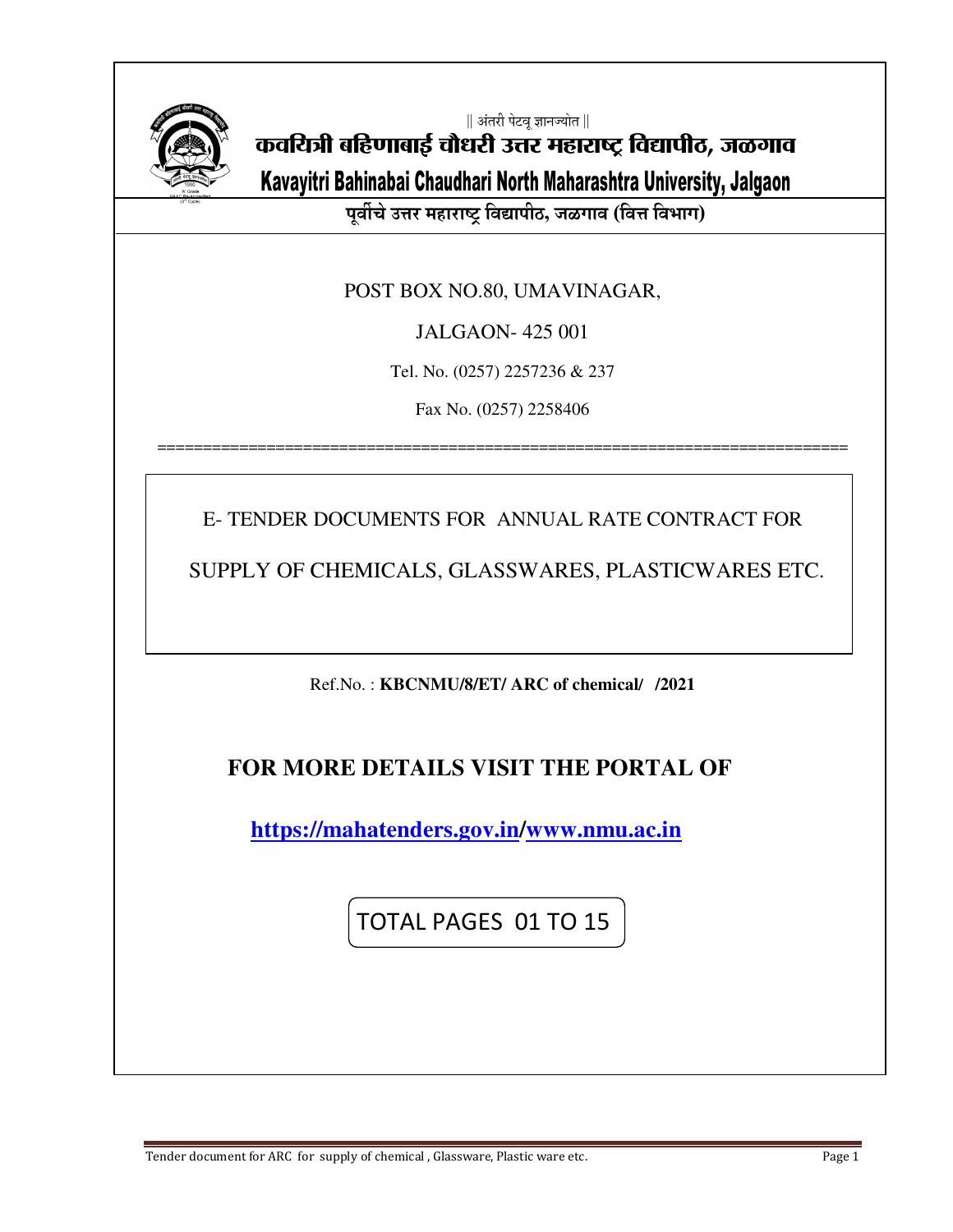|| अंतरी पेटवू ज्ञानज्योत ||

# कवयित्री बहिणाबाई चौधरी उत्तर महाराष्ट्र विद्यापीठ, जळगाव

# Kavayitri Bahinabai Chaudhari North Maharashtra University, Jalgaon

**पूर्वीचे उत्तर महाराष्ट्र विद्यापीठ, जळगाव (वित्त विभाग)**

POST BOX NO.80, UMAVINAGAR,

JALGAON- 425 001

Tel. No. (0257) 2257236 & 237

Fax No. (0257) 2258406

==========================================================================

E- TENDER DOCUMENTS FOR ANNUAL RATE CONTRACT FOR

SUPPLY OF CHEMICALS, GLASSWARES, PLASTICWARES ETC.

Ref.No. : **KBCNMU/8/ET/ ARC of chemical/ /2021**

## FOR MORE DETAILS VISIT THE PORTAL OF

**https://mahatenders.gov.in/www.nmu.ac.in**

TOTAL PAGES 01 TO 15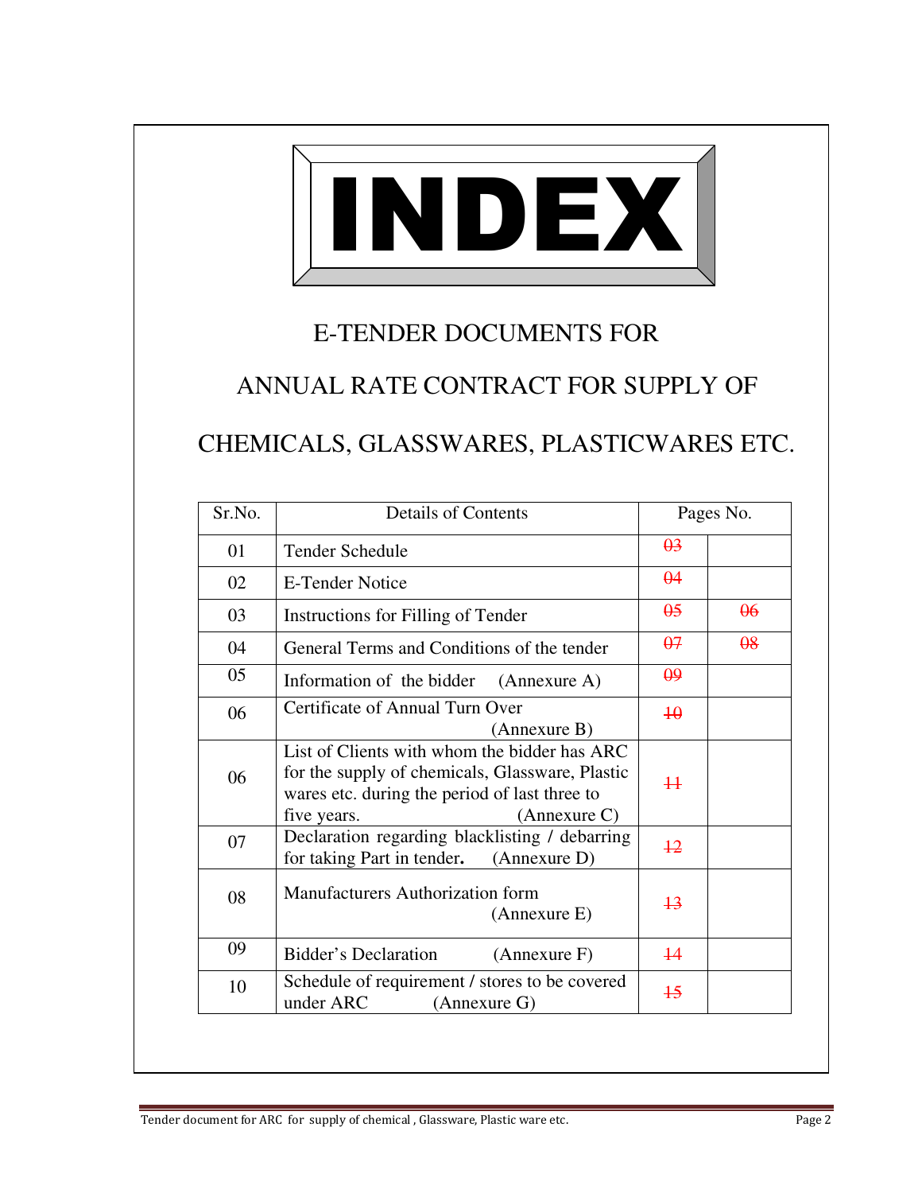# INDEX

## E-TENDER DOCUMENTS FOR

## ANNUAL RATE CONTRACT FOR SUPPLY OF

## CHEMICALS, GLASSWARES, PLASTICWARES ETC.

| Sr.No. | Details of Contents | Pages No. | |
|---|---|---|---|
| 01 | Tender Schedule | ~~03~~ | |
| 02 | E-Tender Notice | ~~04~~ | |
| 03 | Instructions for Filling of Tender | ~~05~~ | ~~06~~ |
| 04 | General Terms and Conditions of the tender | ~~07~~ | ~~08~~ |
| 05 | Information of the bidder (Annexure A) | ~~09~~ | |
| 06 | Certificate of Annual Turn Over (Annexure B) | ~~10~~ | |
| 06 | List of Clients with whom the bidder has ARC for the supply of chemicals, Glassware, Plastic wares etc. during the period of last three to five years. (Annexure C) | ~~11~~ | |
| 07 | Declaration regarding blacklisting / debarring for taking Part in tender**.** (Annexure D) | ~~12~~ | |
| 08 | Manufacturers Authorization form (Annexure E) | ~~13~~ | |
| 09 | Bidder's Declaration (Annexure F) | ~~14~~ | |
| 10 | Schedule of requirement / stores to be covered under ARC (Annexure G) | ~~15~~ | |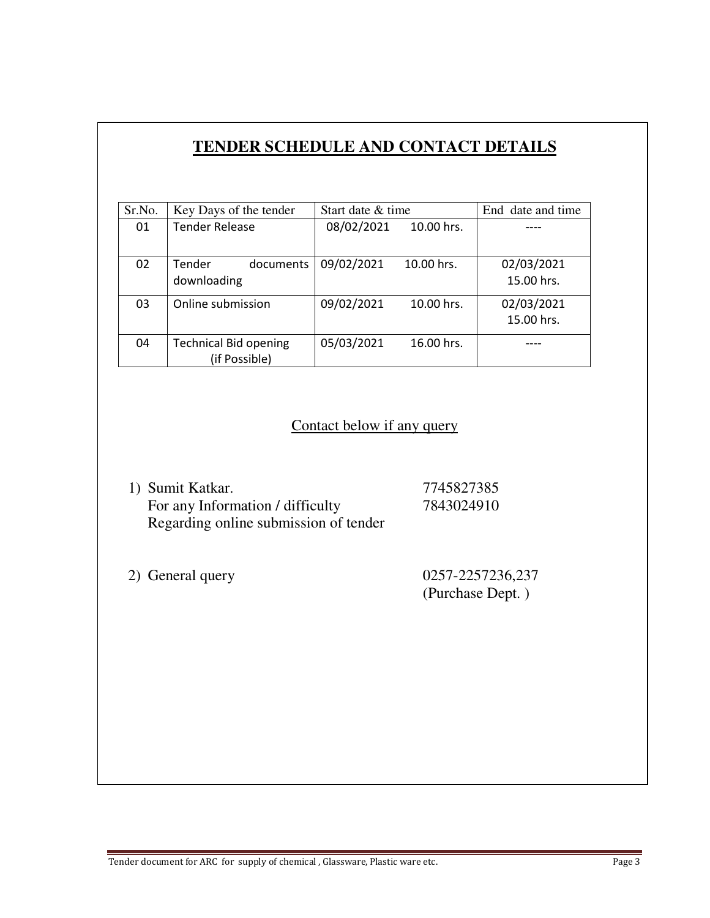# TENDER SCHEDULE AND CONTACT DETAILS

| Sr.No. | Key Days of the tender | Start date & time | End date and time |
|---|---|---|---|
| 01 | Tender Release | 08/02/2021 10.00 hrs. | ---- |
| 02 | Tender documents downloading | 09/02/2021 10.00 hrs. | 02/03/2021 15.00 hrs. |
| 03 | Online submission | 09/02/2021 10.00 hrs. | 02/03/2021 15.00 hrs. |
| 04 | Technical Bid opening (if Possible) | 05/03/2021 16.00 hrs. | ---- |

Contact below if any query

1) Sumit Katkar. — 7745827385, 7843024910
   For any Information / difficulty
   Regarding online submission of tender

2) General query — 0257-2257236,237
   (Purchase Dept. )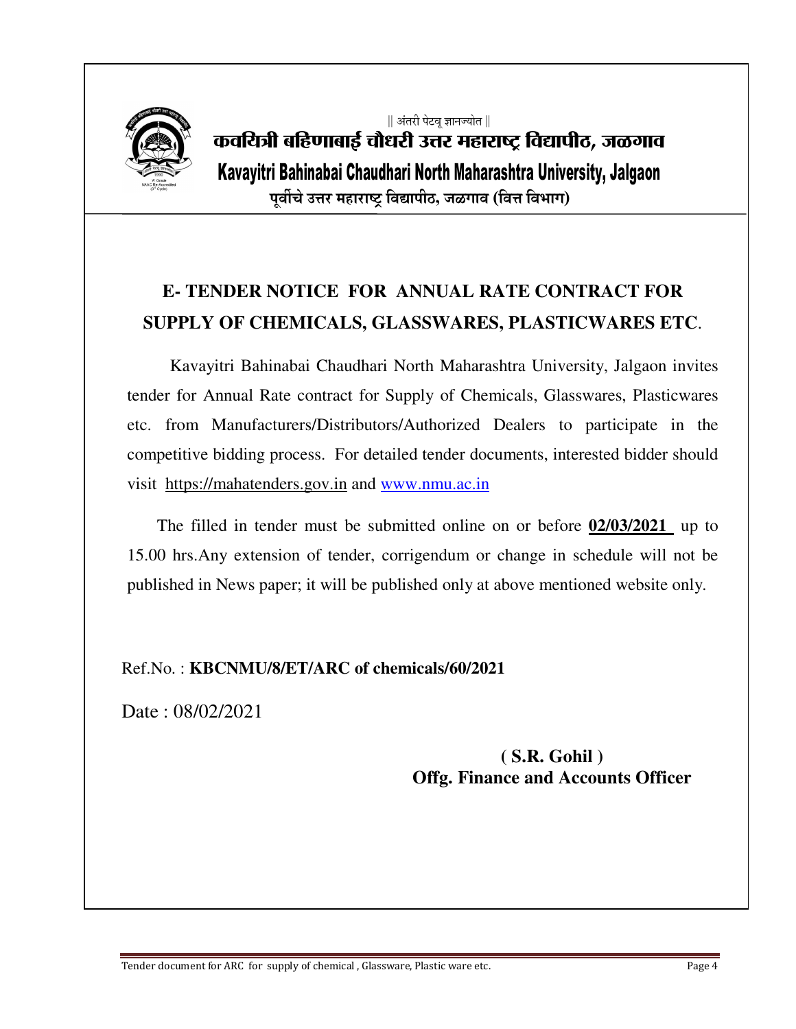|| अंतरी पेटवू ज्ञानज्योत ||

**कवयित्री बहिणाबाई चौधरी उत्तर महाराष्ट्र विद्यापीठ, जळगाव**

**Kavayitri Bahinabai Chaudhari North Maharashtra University, Jalgaon**

**पूर्वीचे उत्तर महाराष्ट्र विद्यापीठ, जळगाव (वित्त विभाग)**

## E- TENDER NOTICE FOR ANNUAL RATE CONTRACT FOR SUPPLY OF CHEMICALS, GLASSWARES, PLASTICWARES ETC.

Kavayitri Bahinabai Chaudhari North Maharashtra University, Jalgaon invites tender for Annual Rate contract for Supply of Chemicals, Glasswares, Plasticwares etc. from Manufacturers/Distributors/Authorized Dealers to participate in the competitive bidding process. For detailed tender documents, interested bidder should visit https://mahatenders.gov.in and www.nmu.ac.in

The filled in tender must be submitted online on or before **02/03/2021** up to 15.00 hrs.Any extension of tender, corrigendum or change in schedule will not be published in News paper; it will be published only at above mentioned website only.

Ref.No. : **KBCNMU/8/ET/ARC of chemicals/60/2021**

Date : 08/02/2021

**( S.R. Gohil )**
**Offg. Finance and Accounts Officer**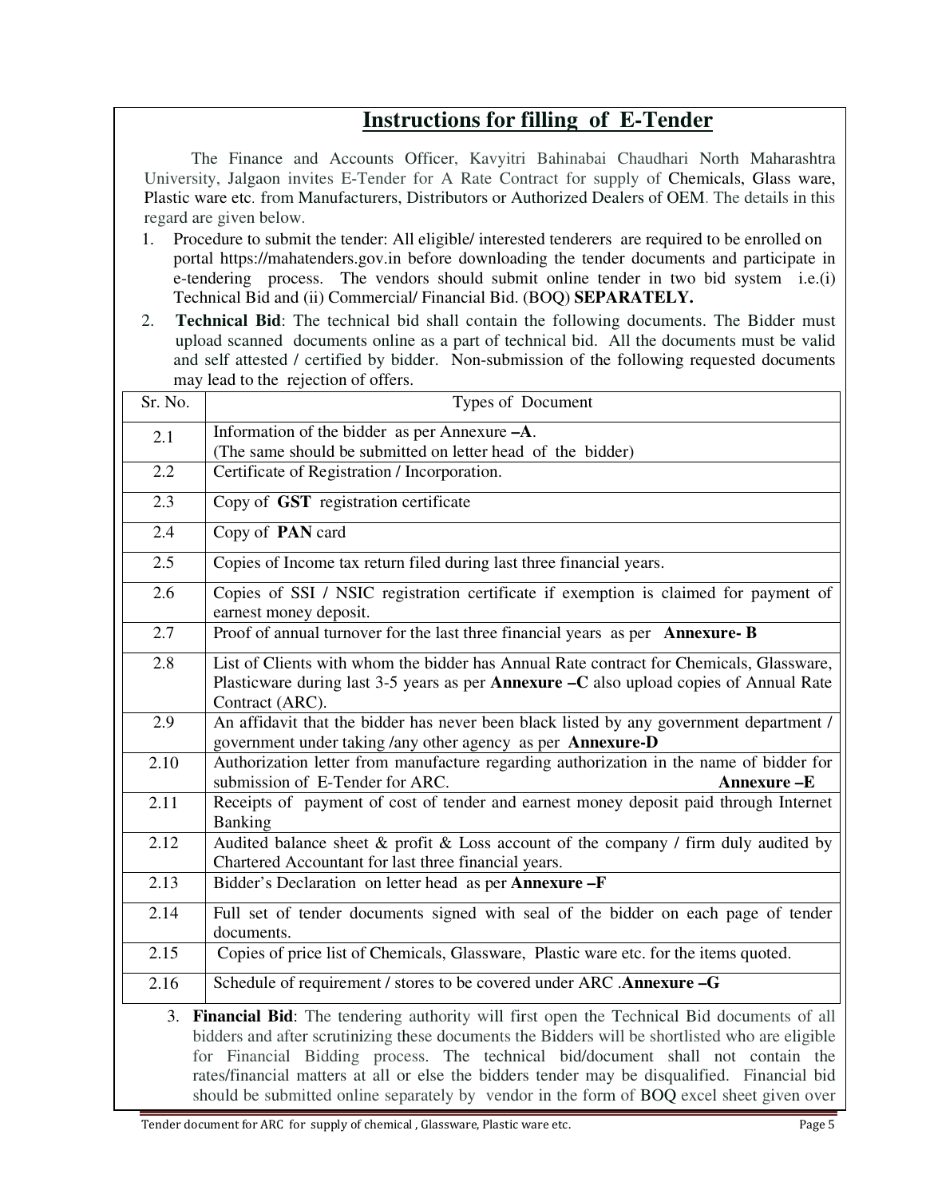## Instructions for filling of E-Tender

The Finance and Accounts Officer, Kavyitri Bahinabai Chaudhari North Maharashtra University, Jalgaon invites E-Tender for A Rate Contract for supply of Chemicals, Glass ware, Plastic ware etc. from Manufacturers, Distributors or Authorized Dealers of OEM. The details in this regard are given below.

1. Procedure to submit the tender: All eligible/ interested tenderers are required to be enrolled on portal https://mahatenders.gov.in before downloading the tender documents and participate in e-tendering process. The vendors should submit online tender in two bid system i.e.(i) Technical Bid and (ii) Commercial/ Financial Bid. (BOQ) **SEPARATELY.**
2. **Technical Bid**: The technical bid shall contain the following documents. The Bidder must upload scanned documents online as a part of technical bid. All the documents must be valid and self attested / certified by bidder. Non-submission of the following requested documents may lead to the rejection of offers.

| Sr. No. | Types of Document |
|---|---|
| 2.1 | Information of the bidder as per Annexure **–A**. (The same should be submitted on letter head of the bidder) |
| 2.2 | Certificate of Registration / Incorporation. |
| 2.3 | Copy of **GST** registration certificate |
| 2.4 | Copy of **PAN** card |
| 2.5 | Copies of Income tax return filed during last three financial years. |
| 2.6 | Copies of SSI / NSIC registration certificate if exemption is claimed for payment of earnest money deposit. |
| 2.7 | Proof of annual turnover for the last three financial years as per **Annexure- B** |
| 2.8 | List of Clients with whom the bidder has Annual Rate contract for Chemicals, Glassware, Plasticware during last 3-5 years as per **Annexure –C** also upload copies of Annual Rate Contract (ARC). |
| 2.9 | An affidavit that the bidder has never been black listed by any government department / government under taking /any other agency as per **Annexure-D** |
| 2.10 | Authorization letter from manufacture regarding authorization in the name of bidder for submission of E-Tender for ARC. **Annexure –E** |
| 2.11 | Receipts of payment of cost of tender and earnest money deposit paid through Internet Banking |
| 2.12 | Audited balance sheet & profit & Loss account of the company / firm duly audited by Chartered Accountant for last three financial years. |
| 2.13 | Bidder's Declaration on letter head as per **Annexure –F** |
| 2.14 | Full set of tender documents signed with seal of the bidder on each page of tender documents. |
| 2.15 | Copies of price list of Chemicals, Glassware, Plastic ware etc. for the items quoted. |
| 2.16 | Schedule of requirement / stores to be covered under ARC .**Annexure –G** |

3. **Financial Bid**: The tendering authority will first open the Technical Bid documents of all bidders and after scrutinizing these documents the Bidders will be shortlisted who are eligible for Financial Bidding process. The technical bid/document shall not contain the rates/financial matters at all or else the bidders tender may be disqualified. Financial bid should be submitted online separately by vendor in the form of BOQ excel sheet given over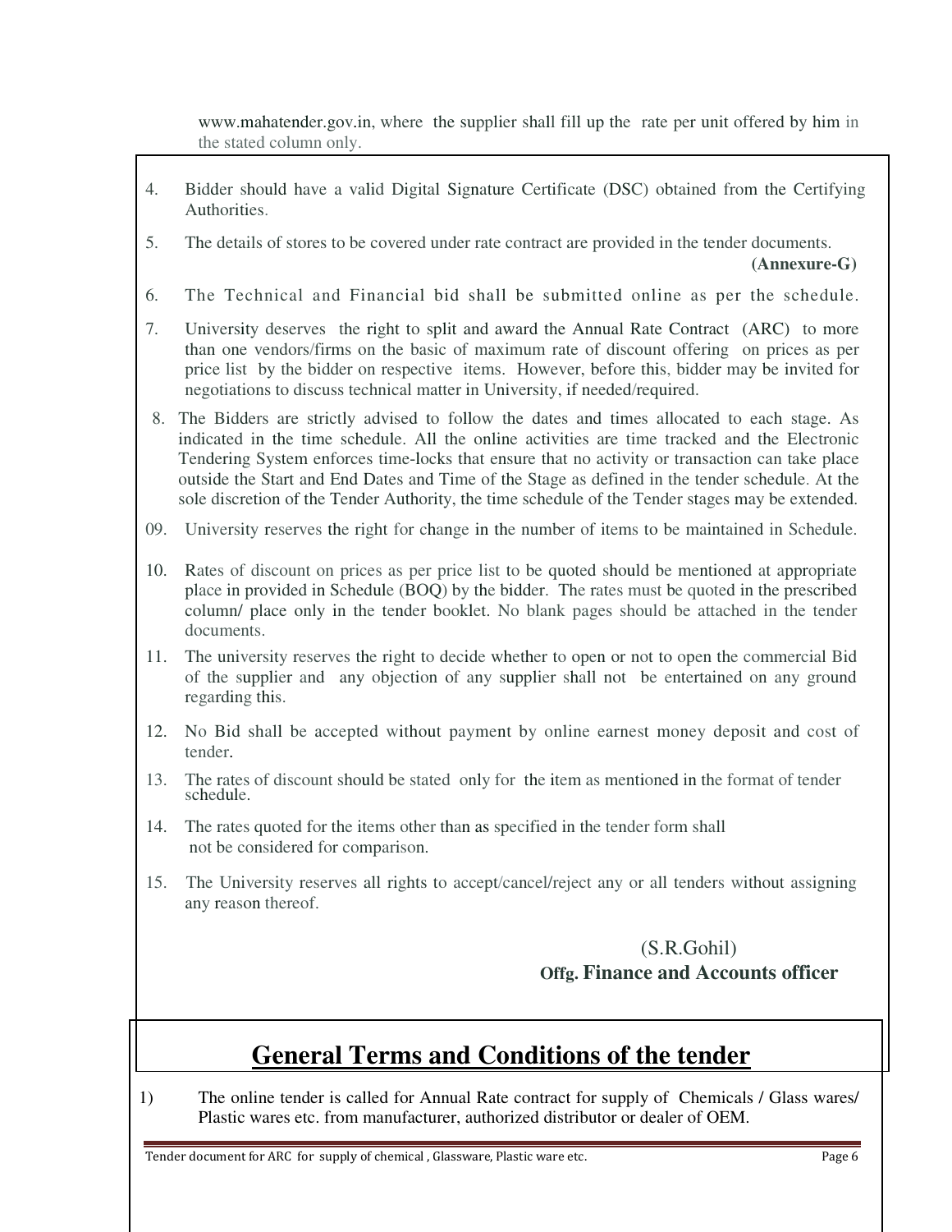www.mahatender.gov.in, where the supplier shall fill up the rate per unit offered by him in the stated column only.

4. Bidder should have a valid Digital Signature Certificate (DSC) obtained from the Certifying Authorities.

5. The details of stores to be covered under rate contract are provided in the tender documents. **(Annexure-G)**

6. The Technical and Financial bid shall be submitted online as per the schedule.

7. University deserves the right to split and award the Annual Rate Contract (ARC) to more than one vendors/firms on the basic of maximum rate of discount offering on prices as per price list by the bidder on respective items. However, before this, bidder may be invited for negotiations to discuss technical matter in University, if needed/required.

8. The Bidders are strictly advised to follow the dates and times allocated to each stage. As indicated in the time schedule. All the online activities are time tracked and the Electronic Tendering System enforces time-locks that ensure that no activity or transaction can take place outside the Start and End Dates and Time of the Stage as defined in the tender schedule. At the sole discretion of the Tender Authority, the time schedule of the Tender stages may be extended.

09. University reserves the right for change in the number of items to be maintained in Schedule.

10. Rates of discount on prices as per price list to be quoted should be mentioned at appropriate place in provided in Schedule (BOQ) by the bidder. The rates must be quoted in the prescribed column/ place only in the tender booklet. No blank pages should be attached in the tender documents.

11. The university reserves the right to decide whether to open or not to open the commercial Bid of the supplier and any objection of any supplier shall not be entertained on any ground regarding this.

12. No Bid shall be accepted without payment by online earnest money deposit and cost of tender.

13. The rates of discount should be stated only for the item as mentioned in the format of tender schedule.

14. The rates quoted for the items other than as specified in the tender form shall not be considered for comparison.

15. The University reserves all rights to accept/cancel/reject any or all tenders without assigning any reason thereof.

(S.R.Gohil)
**Offg. Finance and Accounts officer**

# General Terms and Conditions of the tender

1) The online tender is called for Annual Rate contract for supply of Chemicals / Glass wares/ Plastic wares etc. from manufacturer, authorized distributor or dealer of OEM.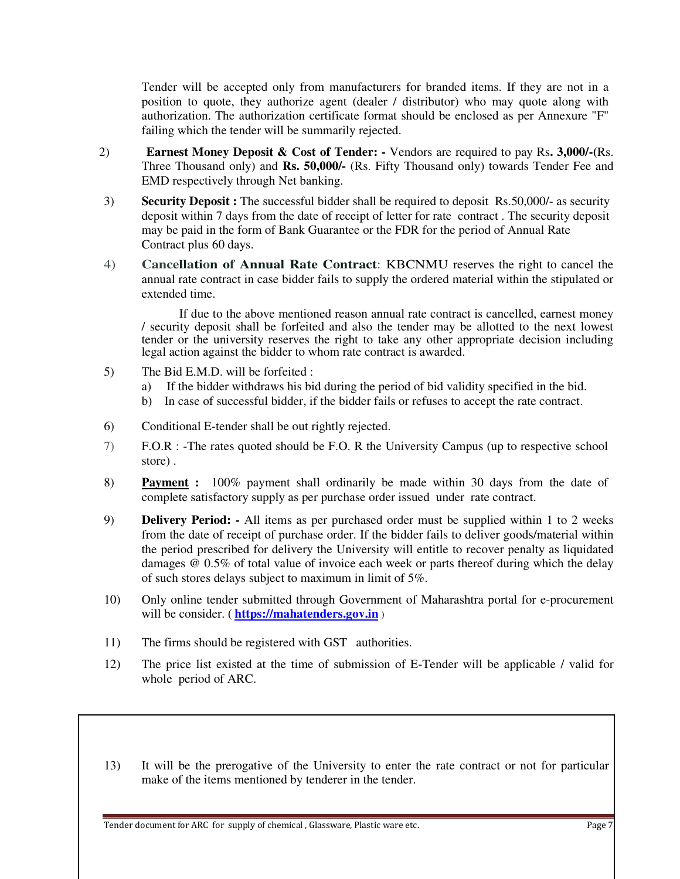Tender will be accepted only from manufacturers for branded items. If they are not in a position to quote, they authorize agent (dealer / distributor) who may quote along with authorization. The authorization certificate format should be enclosed as per Annexure "F" failing which the tender will be summarily rejected.

2) **Earnest Money Deposit & Cost of Tender: -** Vendors are required to pay Rs**. 3,000/-**(Rs. Three Thousand only) and **Rs. 50,000/-** (Rs. Fifty Thousand only) towards Tender Fee and EMD respectively through Net banking.

3) **Security Deposit :** The successful bidder shall be required to deposit Rs.50,000/- as security deposit within 7 days from the date of receipt of letter for rate contract . The security deposit may be paid in the form of Bank Guarantee or the FDR for the period of Annual Rate Contract plus 60 days.

4) **Cancellation of Annual Rate Contract**: KBCNMU reserves the right to cancel the annual rate contract in case bidder fails to supply the ordered material within the stipulated or extended time.

If due to the above mentioned reason annual rate contract is cancelled, earnest money / security deposit shall be forfeited and also the tender may be allotted to the next lowest tender or the university reserves the right to take any other appropriate decision including legal action against the bidder to whom rate contract is awarded.

5) The Bid E.M.D. will be forfeited :
   a) If the bidder withdraws his bid during the period of bid validity specified in the bid.
   b) In case of successful bidder, if the bidder fails or refuses to accept the rate contract.

6) Conditional E-tender shall be out rightly rejected.

7) F.O.R : -The rates quoted should be F.O. R the University Campus (up to respective school store) .

8) **Payment :** 100% payment shall ordinarily be made within 30 days from the date of complete satisfactory supply as per purchase order issued under rate contract.

9) **Delivery Period: -** All items as per purchased order must be supplied within 1 to 2 weeks from the date of receipt of purchase order. If the bidder fails to deliver goods/material within the period prescribed for delivery the University will entitle to recover penalty as liquidated damages @ 0.5% of total value of invoice each week or parts thereof during which the delay of such stores delays subject to maximum in limit of 5%.

10) Only online tender submitted through Government of Maharashtra portal for e-procurement will be consider. ( **https://mahatenders.gov.in** )

11) The firms should be registered with GST authorities.

12) The price list existed at the time of submission of E-Tender will be applicable / valid for whole period of ARC.

13) It will be the prerogative of the University to enter the rate contract or not for particular make of the items mentioned by tenderer in the tender.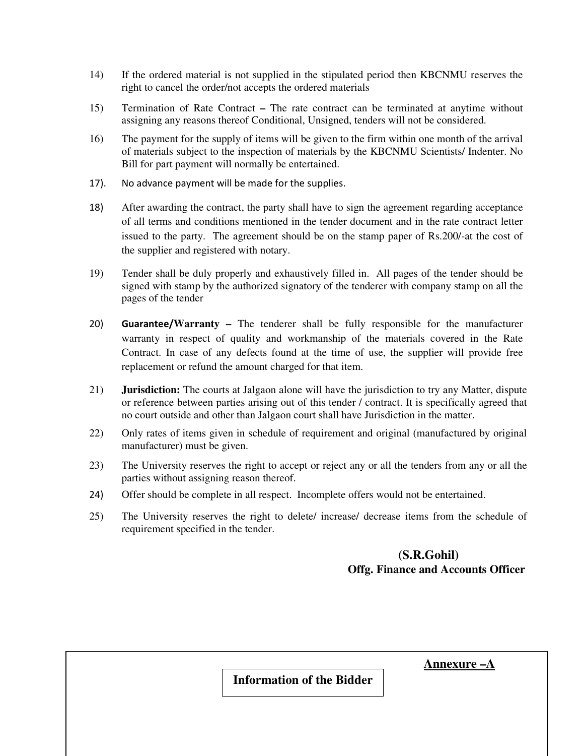14) If the ordered material is not supplied in the stipulated period then KBCNMU reserves the right to cancel the order/not accepts the ordered materials

15) Termination of Rate Contract **–** The rate contract can be terminated at anytime without assigning any reasons thereof Conditional, Unsigned, tenders will not be considered.

16) The payment for the supply of items will be given to the firm within one month of the arrival of materials subject to the inspection of materials by the KBCNMU Scientists/ Indenter. No Bill for part payment will normally be entertained.

17). No advance payment will be made for the supplies.

18) After awarding the contract, the party shall have to sign the agreement regarding acceptance of all terms and conditions mentioned in the tender document and in the rate contract letter issued to the party. The agreement should be on the stamp paper of Rs.200/-at the cost of the supplier and registered with notary.

19) Tender shall be duly properly and exhaustively filled in. All pages of the tender should be signed with stamp by the authorized signatory of the tenderer with company stamp on all the pages of the tender

20) **Guarantee/Warranty –** The tenderer shall be fully responsible for the manufacturer warranty in respect of quality and workmanship of the materials covered in the Rate Contract. In case of any defects found at the time of use, the supplier will provide free replacement or refund the amount charged for that item.

21) **Jurisdiction:** The courts at Jalgaon alone will have the jurisdiction to try any Matter, dispute or reference between parties arising out of this tender / contract. It is specifically agreed that no court outside and other than Jalgaon court shall have Jurisdiction in the matter.

22) Only rates of items given in schedule of requirement and original (manufactured by original manufacturer) must be given.

23) The University reserves the right to accept or reject any or all the tenders from any or all the parties without assigning reason thereof.

24) Offer should be complete in all respect. Incomplete offers would not be entertained.

25) The University reserves the right to delete/ increase/ decrease items from the schedule of requirement specified in the tender.

**(S.R.Gohil)**
**Offg. Finance and Accounts Officer**

**Annexure –A**

**Information of the Bidder**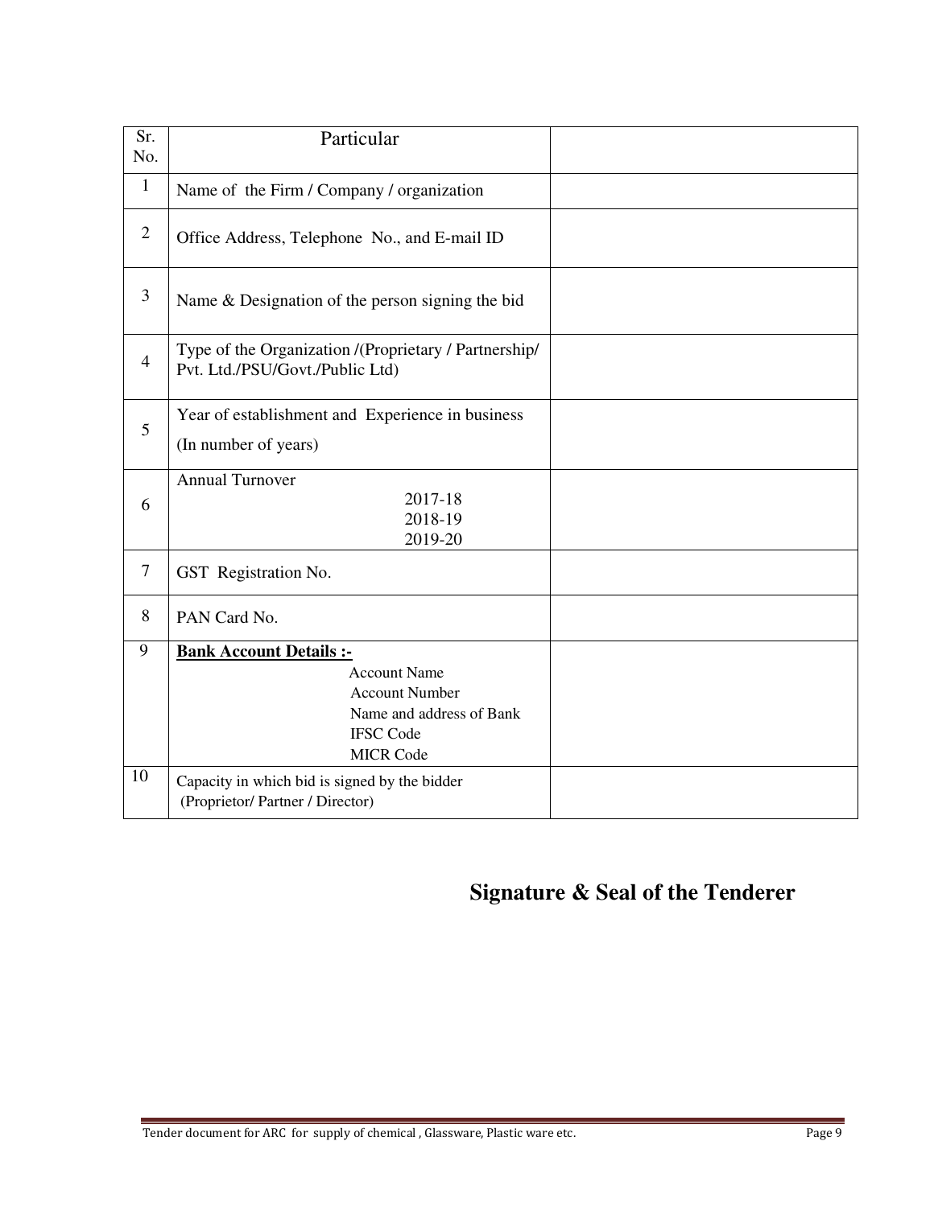| Sr. No. | Particular | |
|---|---|---|
| 1 | Name of the Firm / Company / organization | |
| 2 | Office Address, Telephone No., and E-mail ID | |
| 3 | Name & Designation of the person signing the bid | |
| 4 | Type of the Organization /(Proprietary / Partnership/ Pvt. Ltd./PSU/Govt./Public Ltd) | |
| 5 | Year of establishment and Experience in business (In number of years) | |
| 6 | Annual Turnover<br>2017-18<br>2018-19<br>2019-20 | |
| 7 | GST Registration No. | |
| 8 | PAN Card No. | |
| 9 | **<u>Bank Account Details :-</u>**<br>Account Name<br>Account Number<br>Name and address of Bank<br>IFSC Code<br>MICR Code | |
| 10 | Capacity in which bid is signed by the bidder (Proprietor/ Partner / Director) | |

**Signature & Seal of the Tenderer**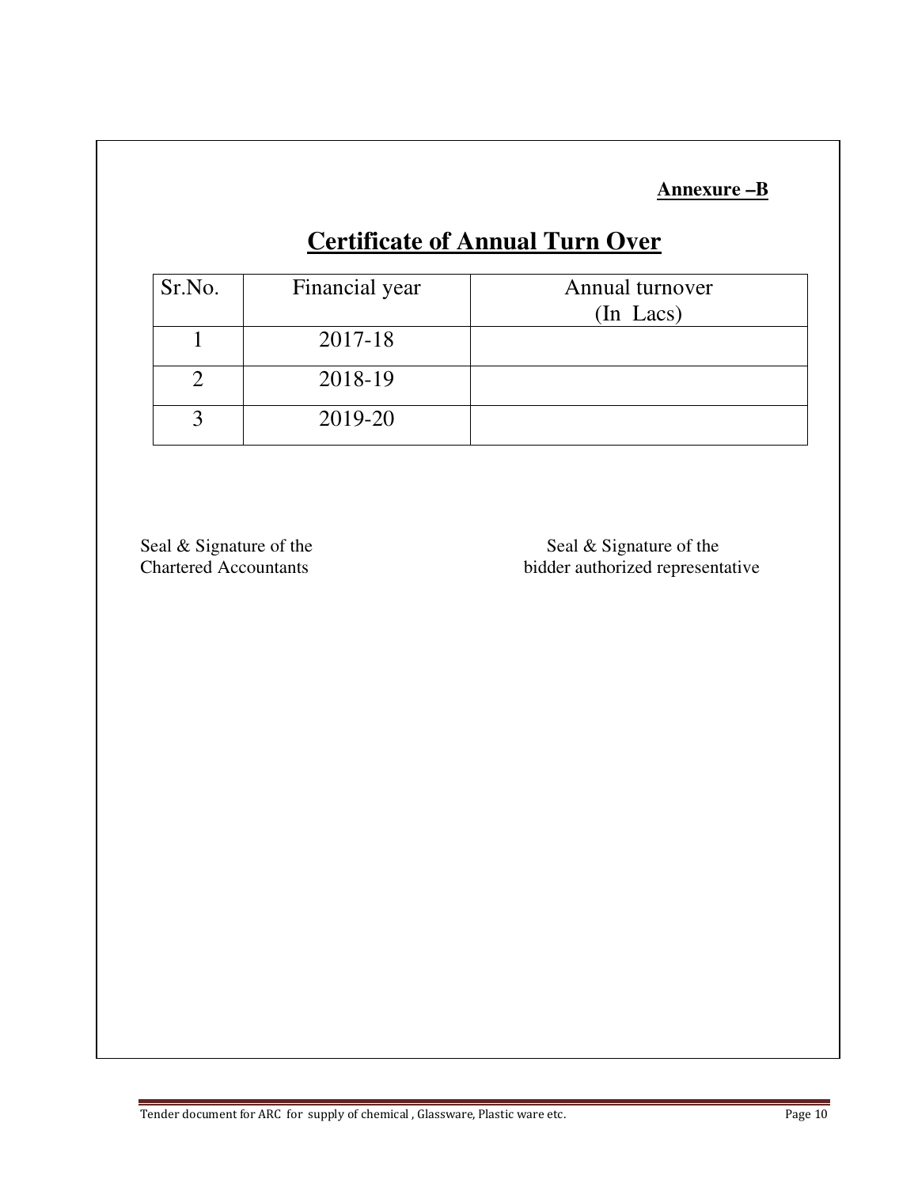**Annexure –B**

# Certificate of Annual Turn Over

| Sr.No. | Financial year | Annual turnover (In Lacs) |
|---|---|---|
| 1 | 2017-18 | |
| 2 | 2018-19 | |
| 3 | 2019-20 | |

Seal & Signature of the Chartered Accountants

Seal & Signature of the bidder authorized representative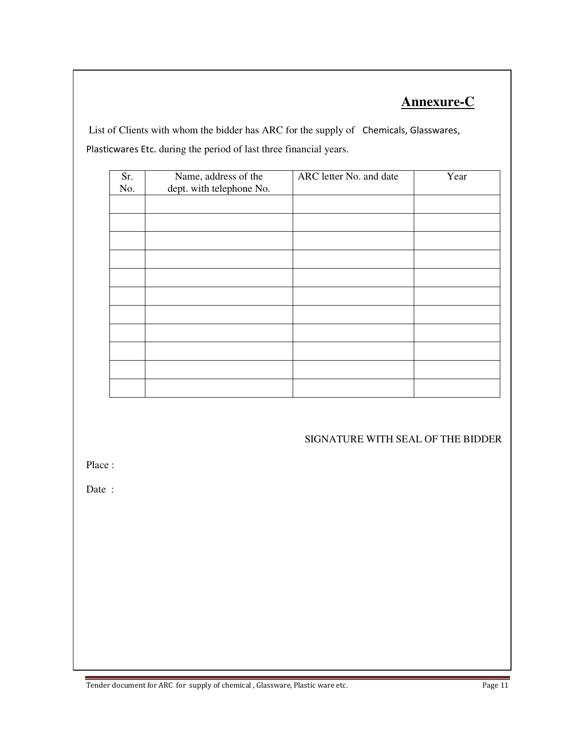## Annexure-C

List of Clients with whom the bidder has ARC for the supply of Chemicals, Glasswares, Plasticwares Etc. during the period of last three financial years.

| Sr. No. | Name, address of the dept. with telephone No. | ARC letter No. and date | Year |
|---|---|---|---|
| | | | |
| | | | |
| | | | |
| | | | |
| | | | |
| | | | |
| | | | |
| | | | |
| | | | |
| | | | |
| | | | |

SIGNATURE WITH SEAL OF THE BIDDER

Place :

Date :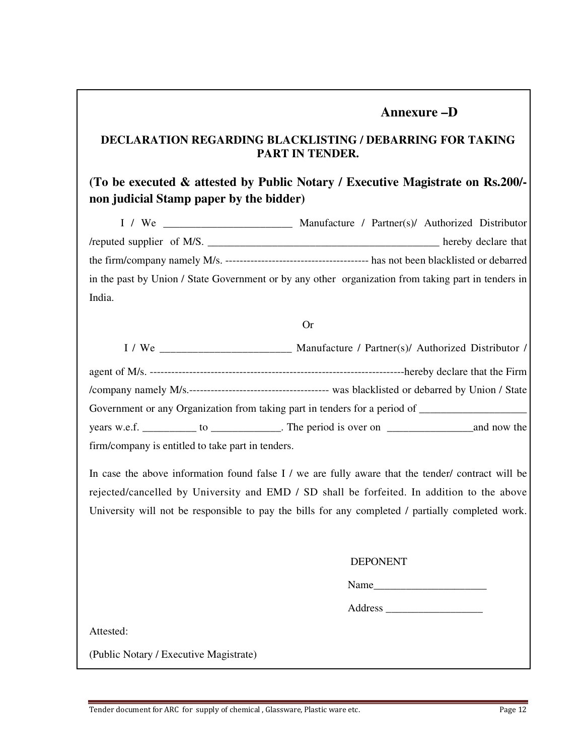**Annexure –D**

**DECLARATION REGARDING BLACKLISTING / DEBARRING FOR TAKING PART IN TENDER.**

**(To be executed & attested by Public Notary / Executive Magistrate on Rs.200/- non judicial Stamp paper by the bidder)**

I / We ________________________ Manufacture / Partner(s)/ Authorized Distributor /reputed supplier of M/S. ____________________________________________ hereby declare that the firm/company namely M/s. ---------------------------------------- has not been blacklisted or debarred in the past by Union / State Government or by any other organization from taking part in tenders in India.

Or

I / We ________________________ Manufacture / Partner(s)/ Authorized Distributor / agent of M/s. ------------------------------------------------------------------------hereby declare that the Firm /company namely M/s.--------------------------------------- was blacklisted or debarred by Union / State Government or any Organization from taking part in tenders for a period of ___________________ years w.e.f. __________ to _____________. The period is over on ________________and now the firm/company is entitled to take part in tenders.

In case the above information found false I / we are fully aware that the tender/ contract will be rejected/cancelled by University and EMD / SD shall be forfeited. In addition to the above University will not be responsible to pay the bills for any completed / partially completed work.

DEPONENT

Name_____________________

Address __________________

Attested:

(Public Notary / Executive Magistrate)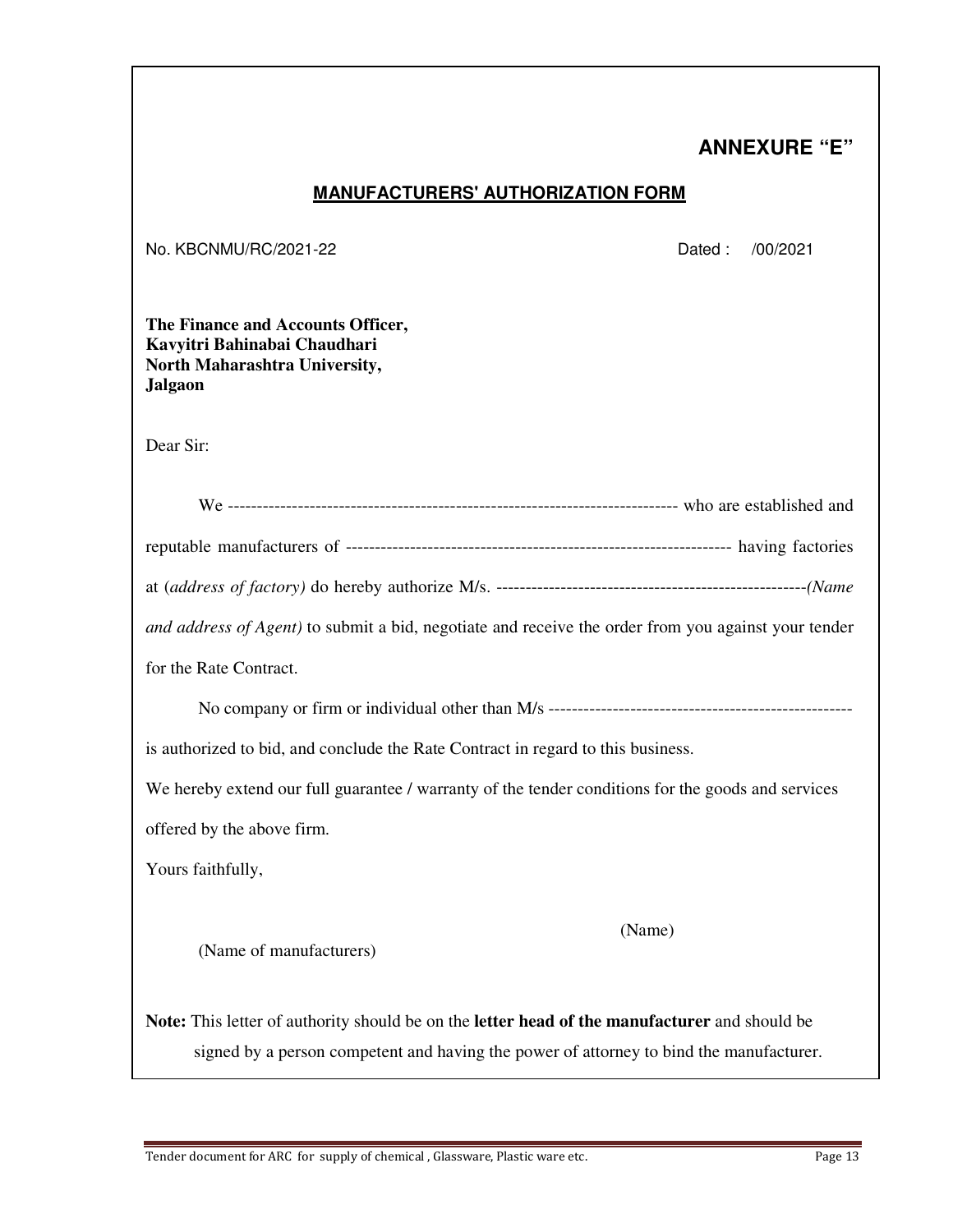**ANNEXURE "E"**

## MANUFACTURERS' AUTHORIZATION FORM

No. KBCNMU/RC/2021-22 Dated : /00/2021

**The Finance and Accounts Officer,**
**Kavyitri Bahinabai Chaudhari**
**North Maharashtra University,**
**Jalgaon**

Dear Sir:

We ---------------------------------------------------------------------------- who are established and reputable manufacturers of ------------------------------------------------------------------ having factories at *(address of factory)* do hereby authorize M/s. ----------------------------------------------------*(Name and address of Agent)* to submit a bid, negotiate and receive the order from you against your tender for the Rate Contract.

No company or firm or individual other than M/s ---------------------------------------------------- is authorized to bid, and conclude the Rate Contract in regard to this business.

We hereby extend our full guarantee / warranty of the tender conditions for the goods and services offered by the above firm.

Yours faithfully,

(Name)

(Name of manufacturers)

**Note:** This letter of authority should be on the **letter head of the manufacturer** and should be signed by a person competent and having the power of attorney to bind the manufacturer.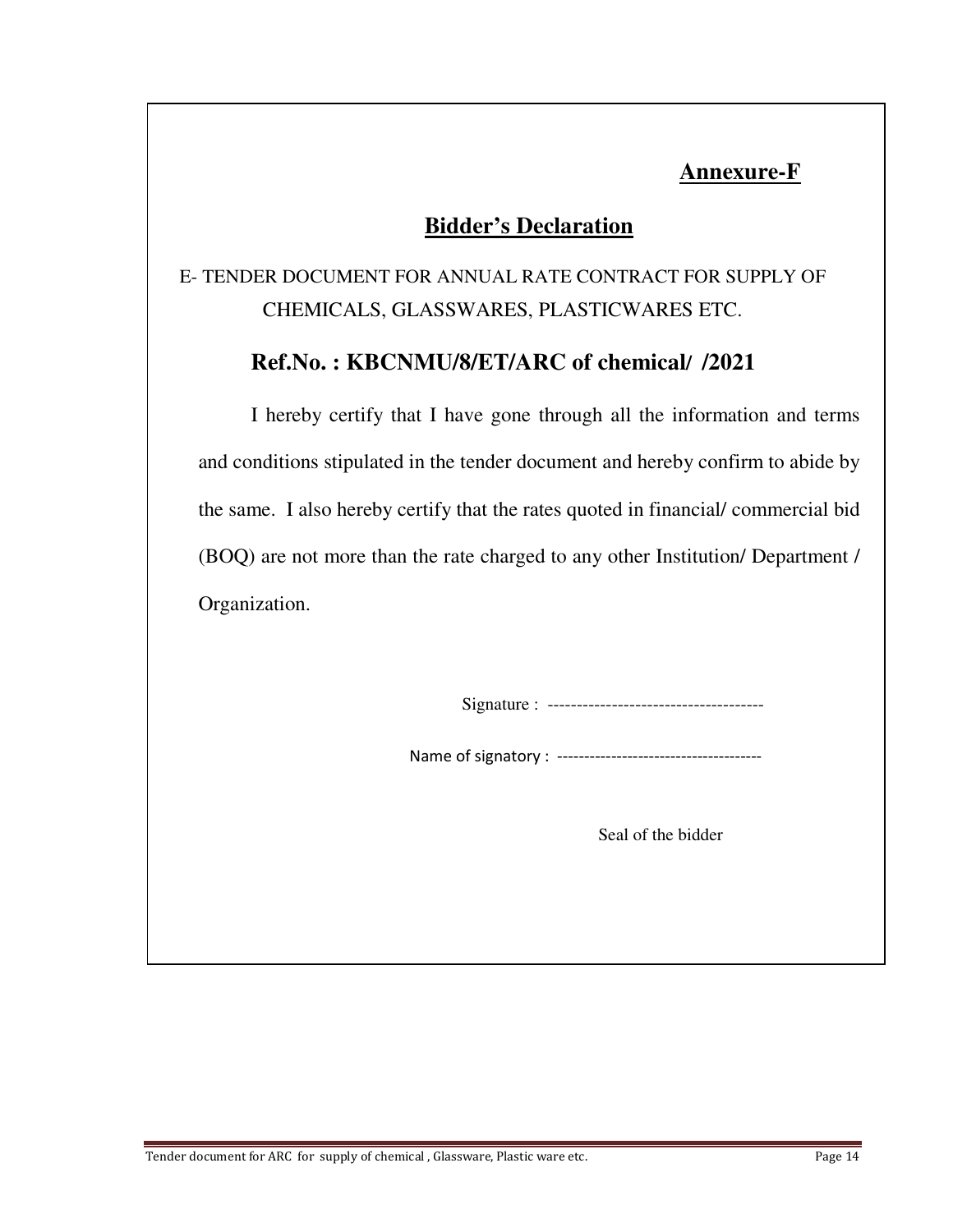**Annexure-F**

## Bidder's Declaration

E- TENDER DOCUMENT FOR ANNUAL RATE CONTRACT FOR SUPPLY OF CHEMICALS, GLASSWARES, PLASTICWARES ETC.

### Ref.No. : KBCNMU/8/ET/ARC of chemical/ /2021

I hereby certify that I have gone through all the information and terms and conditions stipulated in the tender document and hereby confirm to abide by the same. I also hereby certify that the rates quoted in financial/ commercial bid (BOQ) are not more than the rate charged to any other Institution/ Department / Organization.

Signature : -------------------------------------

Name of signatory : -------------------------------------

Seal of the bidder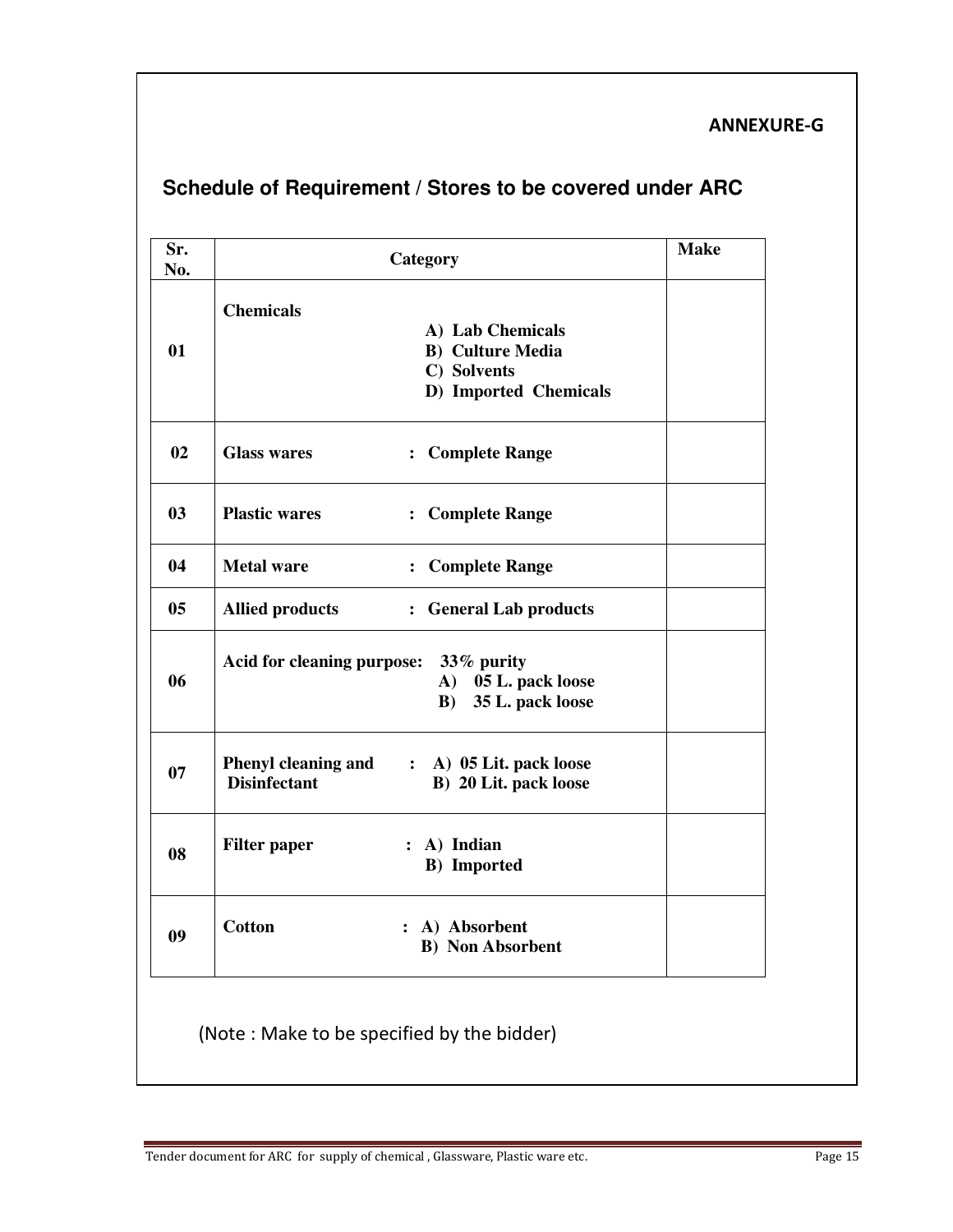**ANNEXURE-G**

## Schedule of Requirement / Stores to be covered under ARC

| Sr. No. | Category | Make |
|---|---|---|
| 01 | **Chemicals**<br>A) Lab Chemicals<br>B) Culture Media<br>C) Solvents<br>D) Imported Chemicals | |
| 02 | **Glass wares : Complete Range** | |
| 03 | **Plastic wares : Complete Range** | |
| 04 | **Metal ware : Complete Range** | |
| 05 | **Allied products : General Lab products** | |
| 06 | **Acid for cleaning purpose: 33% purity**<br>A) 05 L. pack loose<br>B) 35 L. pack loose | |
| 07 | **Phenyl cleaning and Disinfectant : A) 05 Lit. pack loose<br>B) 20 Lit. pack loose** | |
| 08 | **Filter paper : A) Indian<br>B) Imported** | |
| 09 | **Cotton : A) Absorbent<br>B) Non Absorbent** | |

(Note : Make to be specified by the bidder)